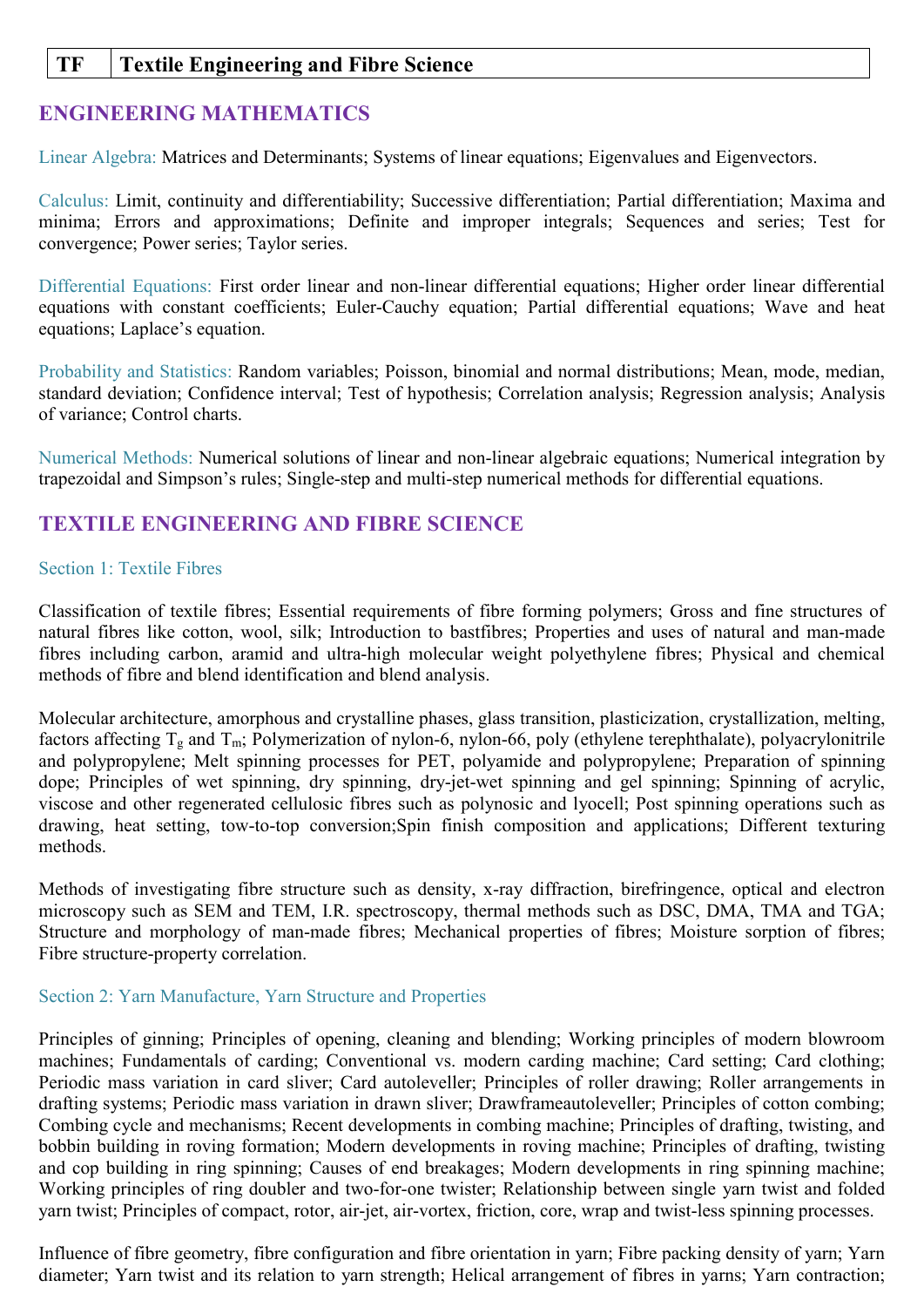| TF | Textile Engineering and Fibre Science |
| --- | --- |

## ENGINEERING MATHEMATICS

Linear Algebra: Matrices and Determinants; Systems of linear equations; Eigenvalues and Eigenvectors.

Calculus: Limit, continuity and differentiability; Successive differentiation; Partial differentiation; Maxima and minima; Errors and approximations; Definite and improper integrals; Sequences and series; Test for convergence; Power series; Taylor series.

Differential Equations: First order linear and non-linear differential equations; Higher order linear differential equations with constant coefficients; Euler-Cauchy equation; Partial differential equations; Wave and heat equations; Laplace's equation.

Probability and Statistics: Random variables; Poisson, binomial and normal distributions; Mean, mode, median, standard deviation; Confidence interval; Test of hypothesis; Correlation analysis; Regression analysis; Analysis of variance; Control charts.

Numerical Methods: Numerical solutions of linear and non-linear algebraic equations; Numerical integration by trapezoidal and Simpson's rules; Single-step and multi-step numerical methods for differential equations.

## TEXTILE ENGINEERING AND FIBRE SCIENCE

### Section 1: Textile Fibres

Classification of textile fibres; Essential requirements of fibre forming polymers; Gross and fine structures of natural fibres like cotton, wool, silk; Introduction to bastfibres; Properties and uses of natural and man-made fibres including carbon, aramid and ultra-high molecular weight polyethylene fibres; Physical and chemical methods of fibre and blend identification and blend analysis.

Molecular architecture, amorphous and crystalline phases, glass transition, plasticization, crystallization, melting, factors affecting $T_g$ and $T_m$; Polymerization of nylon-6, nylon-66, poly (ethylene terephthalate), polyacrylonitrile and polypropylene; Melt spinning processes for PET, polyamide and polypropylene; Preparation of spinning dope; Principles of wet spinning, dry spinning, dry-jet-wet spinning and gel spinning; Spinning of acrylic, viscose and other regenerated cellulosic fibres such as polynosic and lyocell; Post spinning operations such as drawing, heat setting, tow-to-top conversion;Spin finish composition and applications; Different texturing methods.

Methods of investigating fibre structure such as density, x-ray diffraction, birefringence, optical and electron microscopy such as SEM and TEM, I.R. spectroscopy, thermal methods such as DSC, DMA, TMA and TGA; Structure and morphology of man-made fibres; Mechanical properties of fibres; Moisture sorption of fibres; Fibre structure-property correlation.

### Section 2: Yarn Manufacture, Yarn Structure and Properties

Principles of ginning; Principles of opening, cleaning and blending; Working principles of modern blowroom machines; Fundamentals of carding; Conventional vs. modern carding machine; Card setting; Card clothing; Periodic mass variation in card sliver; Card autoleveller; Principles of roller drawing; Roller arrangements in drafting systems; Periodic mass variation in drawn sliver; Drawframeautoleveller; Principles of cotton combing; Combing cycle and mechanisms; Recent developments in combing machine; Principles of drafting, twisting, and bobbin building in roving formation; Modern developments in roving machine; Principles of drafting, twisting and cop building in ring spinning; Causes of end breakages; Modern developments in ring spinning machine; Working principles of ring doubler and two-for-one twister; Relationship between single yarn twist and folded yarn twist; Principles of compact, rotor, air-jet, air-vortex, friction, core, wrap and twist-less spinning processes.

Influence of fibre geometry, fibre configuration and fibre orientation in yarn; Fibre packing density of yarn; Yarn diameter; Yarn twist and its relation to yarn strength; Helical arrangement of fibres in yarns; Yarn contraction;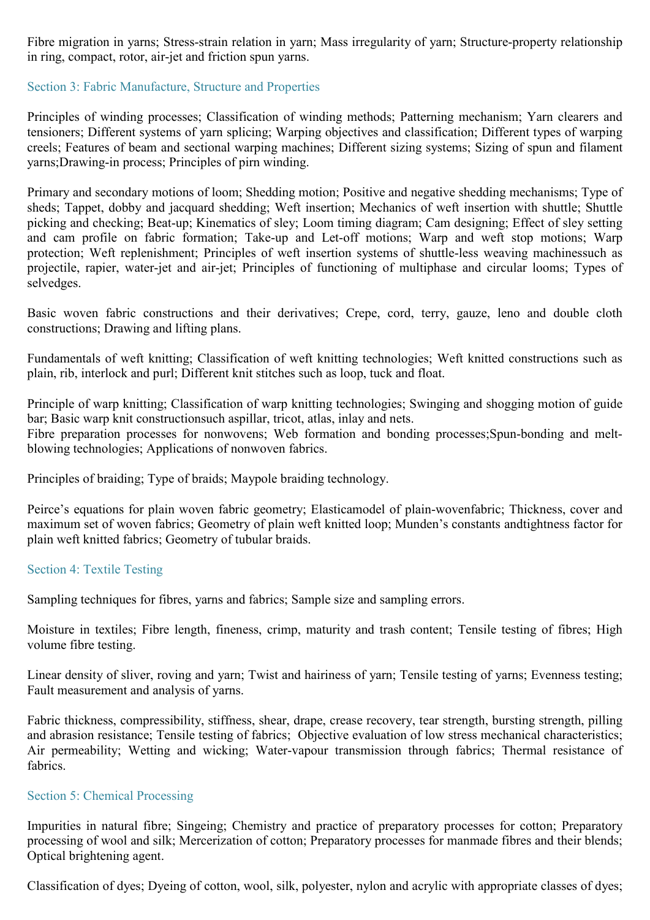Fibre migration in yarns; Stress-strain relation in yarn; Mass irregularity of yarn; Structure-property relationship in ring, compact, rotor, air-jet and friction spun yarns.

## Section 3: Fabric Manufacture, Structure and Properties

Principles of winding processes; Classification of winding methods; Patterning mechanism; Yarn clearers and tensioners; Different systems of yarn splicing; Warping objectives and classification; Different types of warping creels; Features of beam and sectional warping machines; Different sizing systems; Sizing of spun and filament yarns;Drawing-in process; Principles of pirn winding.

Primary and secondary motions of loom; Shedding motion; Positive and negative shedding mechanisms; Type of sheds; Tappet, dobby and jacquard shedding; Weft insertion; Mechanics of weft insertion with shuttle; Shuttle picking and checking; Beat-up; Kinematics of sley; Loom timing diagram; Cam designing; Effect of sley setting and cam profile on fabric formation; Take-up and Let-off motions; Warp and weft stop motions; Warp protection; Weft replenishment; Principles of weft insertion systems of shuttle-less weaving machinessuch as projectile, rapier, water-jet and air-jet; Principles of functioning of multiphase and circular looms; Types of selvedges.

Basic woven fabric constructions and their derivatives; Crepe, cord, terry, gauze, leno and double cloth constructions; Drawing and lifting plans.

Fundamentals of weft knitting; Classification of weft knitting technologies; Weft knitted constructions such as plain, rib, interlock and purl; Different knit stitches such as loop, tuck and float.

Principle of warp knitting; Classification of warp knitting technologies; Swinging and shogging motion of guide bar; Basic warp knit constructionsuch aspillar, tricot, atlas, inlay and nets.
Fibre preparation processes for nonwovens; Web formation and bonding processes;Spun-bonding and melt-blowing technologies; Applications of nonwoven fabrics.

Principles of braiding; Type of braids; Maypole braiding technology.

Peirce's equations for plain woven fabric geometry; Elasticamodel of plain-wovenfabric; Thickness, cover and maximum set of woven fabrics; Geometry of plain weft knitted loop; Munden's constants andtightness factor for plain weft knitted fabrics; Geometry of tubular braids.

## Section 4: Textile Testing

Sampling techniques for fibres, yarns and fabrics; Sample size and sampling errors.

Moisture in textiles; Fibre length, fineness, crimp, maturity and trash content; Tensile testing of fibres; High volume fibre testing.

Linear density of sliver, roving and yarn; Twist and hairiness of yarn; Tensile testing of yarns; Evenness testing; Fault measurement and analysis of yarns.

Fabric thickness, compressibility, stiffness, shear, drape, crease recovery, tear strength, bursting strength, pilling and abrasion resistance; Tensile testing of fabrics; Objective evaluation of low stress mechanical characteristics; Air permeability; Wetting and wicking; Water-vapour transmission through fabrics; Thermal resistance of fabrics.

## Section 5: Chemical Processing

Impurities in natural fibre; Singeing; Chemistry and practice of preparatory processes for cotton; Preparatory processing of wool and silk; Mercerization of cotton; Preparatory processes for manmade fibres and their blends; Optical brightening agent.

Classification of dyes; Dyeing of cotton, wool, silk, polyester, nylon and acrylic with appropriate classes of dyes;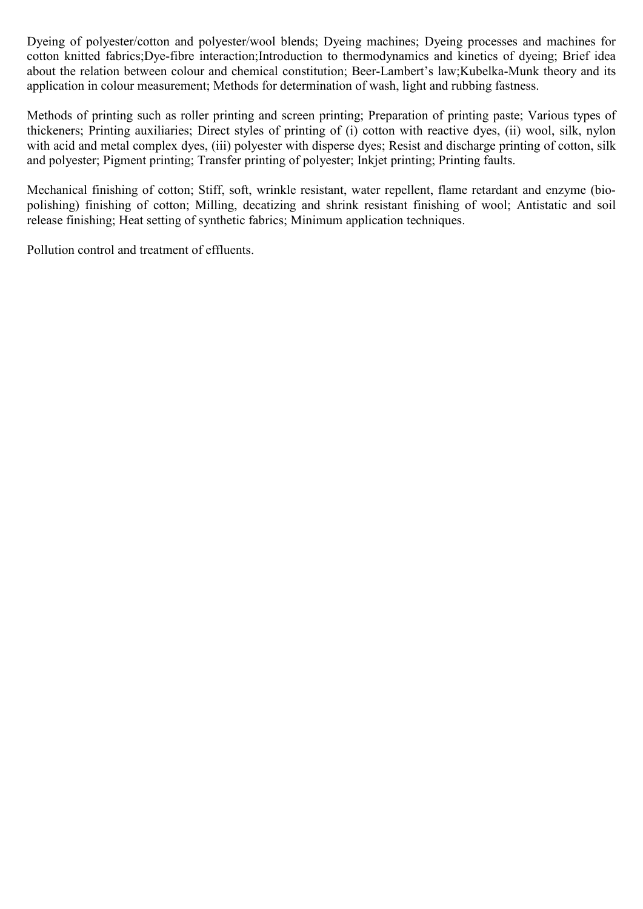Dyeing of polyester/cotton and polyester/wool blends; Dyeing machines; Dyeing processes and machines for cotton knitted fabrics;Dye-fibre interaction;Introduction to thermodynamics and kinetics of dyeing; Brief idea about the relation between colour and chemical constitution; Beer-Lambert's law;Kubelka-Munk theory and its application in colour measurement; Methods for determination of wash, light and rubbing fastness.

Methods of printing such as roller printing and screen printing; Preparation of printing paste; Various types of thickeners; Printing auxiliaries; Direct styles of printing of (i) cotton with reactive dyes, (ii) wool, silk, nylon with acid and metal complex dyes, (iii) polyester with disperse dyes; Resist and discharge printing of cotton, silk and polyester; Pigment printing; Transfer printing of polyester; Inkjet printing; Printing faults.

Mechanical finishing of cotton; Stiff, soft, wrinkle resistant, water repellent, flame retardant and enzyme (bio-polishing) finishing of cotton; Milling, decatizing and shrink resistant finishing of wool; Antistatic and soil release finishing; Heat setting of synthetic fabrics; Minimum application techniques.

Pollution control and treatment of effluents.